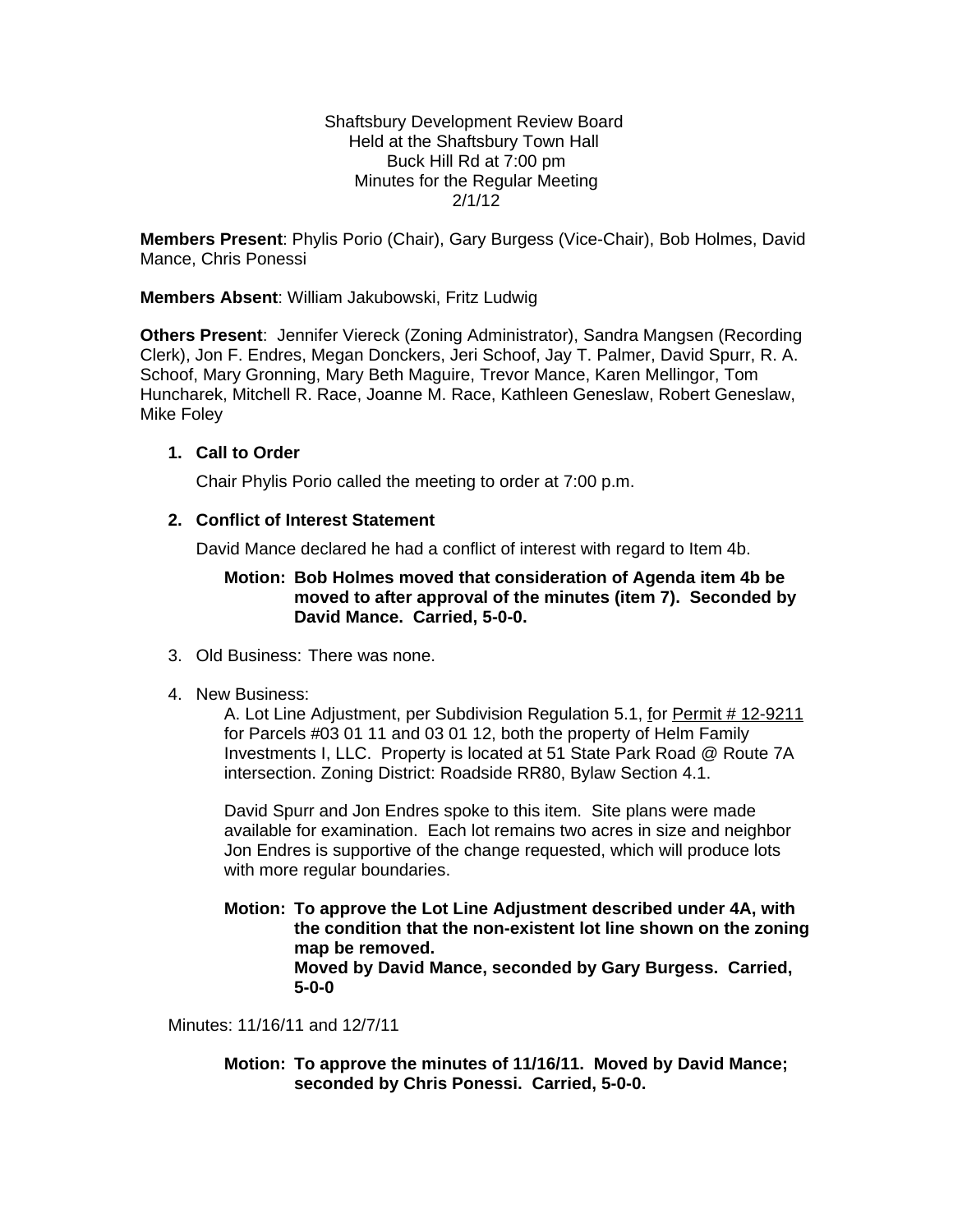Shaftsbury Development Review Board
Held at the Shaftsbury Town Hall
Buck Hill Rd at 7:00 pm
Minutes for the Regular Meeting
2/1/12

**Members Present**: Phylis Porio (Chair), Gary Burgess (Vice-Chair), Bob Holmes, David Mance, Chris Ponessi

**Members Absent**: William Jakubowski, Fritz Ludwig

**Others Present**: Jennifer Viereck (Zoning Administrator), Sandra Mangsen (Recording Clerk), Jon F. Endres, Megan Donckers, Jeri Schoof, Jay T. Palmer, David Spurr, R. A. Schoof, Mary Gronning, Mary Beth Maguire, Trevor Mance, Karen Mellingor, Tom Huncharek, Mitchell R. Race, Joanne M. Race, Kathleen Geneslaw, Robert Geneslaw, Mike Foley

1. **Call to Order**

   Chair Phylis Porio called the meeting to order at 7:00 p.m.

2. **Conflict of Interest Statement**

   David Mance declared he had a conflict of interest with regard to Item 4b.

   **Motion: Bob Holmes moved that consideration of Agenda item 4b be moved to after approval of the minutes (item 7). Seconded by David Mance. Carried, 5-0-0.**

3. Old Business: There was none.

4. New Business:

   A. Lot Line Adjustment, per Subdivision Regulation 5.1, for Permit # 12-9211 for Parcels #03 01 11 and 03 01 12, both the property of Helm Family Investments I, LLC. Property is located at 51 State Park Road @ Route 7A intersection. Zoning District: Roadside RR80, Bylaw Section 4.1.

   David Spurr and Jon Endres spoke to this item. Site plans were made available for examination. Each lot remains two acres in size and neighbor Jon Endres is supportive of the change requested, which will produce lots with more regular boundaries.

   **Motion: To approve the Lot Line Adjustment described under 4A, with the condition that the non-existent lot line shown on the zoning map be removed.**
   **Moved by David Mance, seconded by Gary Burgess. Carried, 5-0-0**

Minutes: 11/16/11 and 12/7/11

   **Motion: To approve the minutes of 11/16/11. Moved by David Mance; seconded by Chris Ponessi. Carried, 5-0-0.**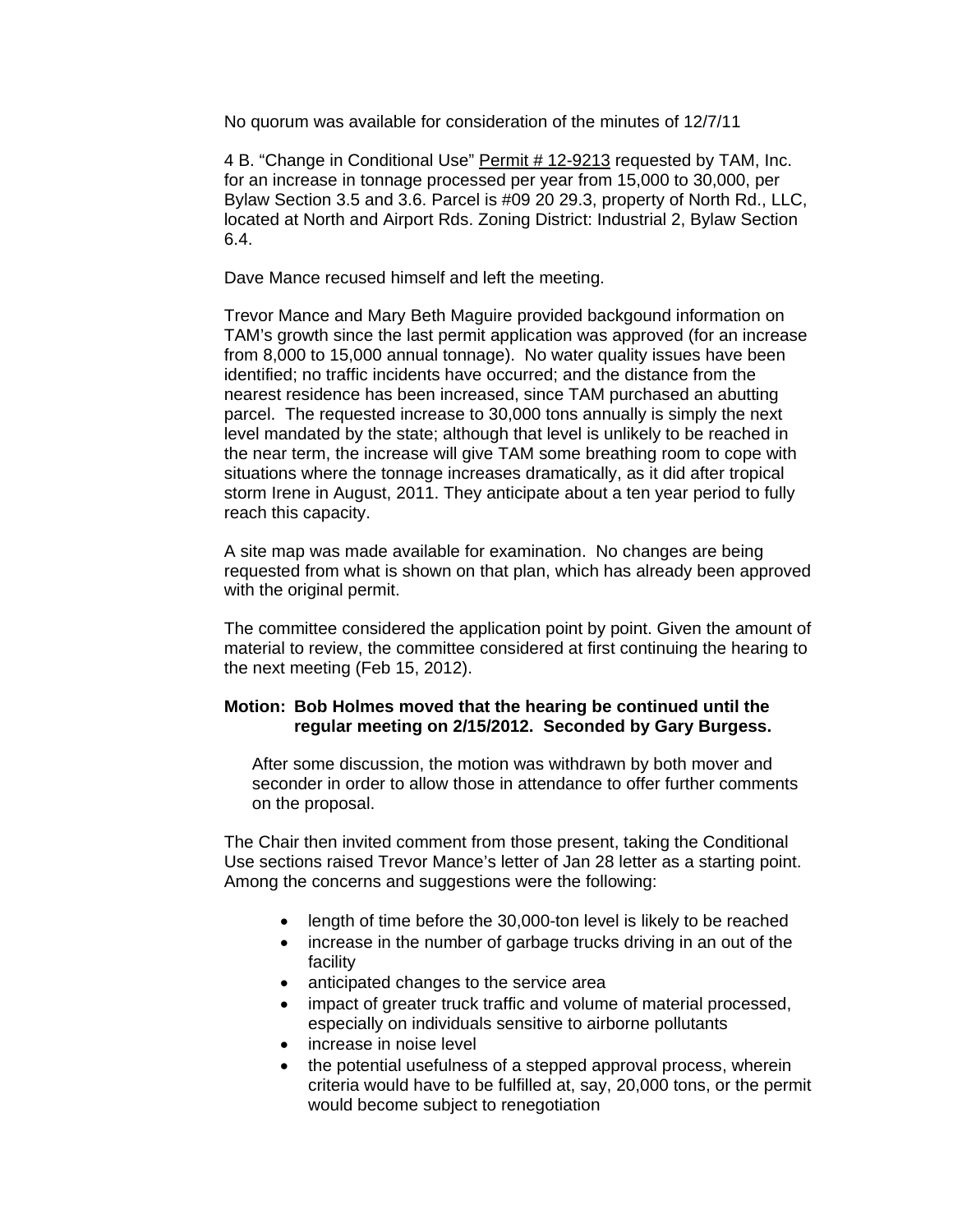No quorum was available for consideration of the minutes of 12/7/11

4 B. “Change in Conditional Use” Permit # 12-9213 requested by TAM, Inc. for an increase in tonnage processed per year from 15,000 to 30,000, per Bylaw Section 3.5 and 3.6. Parcel is #09 20 29.3, property of North Rd., LLC, located at North and Airport Rds. Zoning District: Industrial 2, Bylaw Section 6.4.

Dave Mance recused himself and left the meeting.

Trevor Mance and Mary Beth Maguire provided backgound information on TAM’s growth since the last permit application was approved (for an increase from 8,000 to 15,000 annual tonnage). No water quality issues have been identified; no traffic incidents have occurred; and the distance from the nearest residence has been increased, since TAM purchased an abutting parcel. The requested increase to 30,000 tons annually is simply the next level mandated by the state; although that level is unlikely to be reached in the near term, the increase will give TAM some breathing room to cope with situations where the tonnage increases dramatically, as it did after tropical storm Irene in August, 2011. They anticipate about a ten year period to fully reach this capacity.

A site map was made available for examination. No changes are being requested from what is shown on that plan, which has already been approved with the original permit.

The committee considered the application point by point. Given the amount of material to review, the committee considered at first continuing the hearing to the next meeting (Feb 15, 2012).

**Motion: Bob Holmes moved that the hearing be continued until the regular meeting on 2/15/2012. Seconded by Gary Burgess.**

After some discussion, the motion was withdrawn by both mover and seconder in order to allow those in attendance to offer further comments on the proposal.

The Chair then invited comment from those present, taking the Conditional Use sections raised Trevor Mance’s letter of Jan 28 letter as a starting point. Among the concerns and suggestions were the following:

- length of time before the 30,000-ton level is likely to be reached
- increase in the number of garbage trucks driving in an out of the facility
- anticipated changes to the service area
- impact of greater truck traffic and volume of material processed, especially on individuals sensitive to airborne pollutants
- increase in noise level
- the potential usefulness of a stepped approval process, wherein criteria would have to be fulfilled at, say, 20,000 tons, or the permit would become subject to renegotiation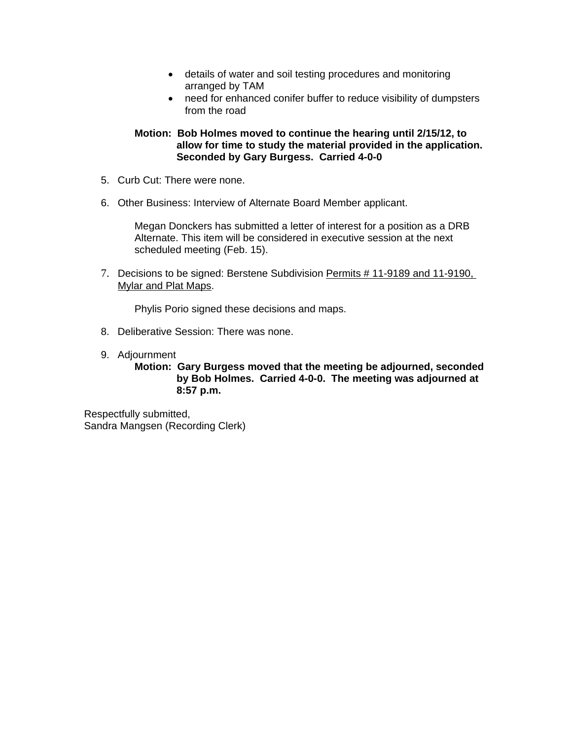- details of water and soil testing procedures and monitoring arranged by TAM
- need for enhanced conifer buffer to reduce visibility of dumpsters from the road

**Motion: Bob Holmes moved to continue the hearing until 2/15/12, to allow for time to study the material provided in the application. Seconded by Gary Burgess. Carried 4-0-0**

5. Curb Cut: There were none.

6. Other Business: Interview of Alternate Board Member applicant.

   Megan Donckers has submitted a letter of interest for a position as a DRB Alternate. This item will be considered in executive session at the next scheduled meeting (Feb. 15).

7. Decisions to be signed: Berstene Subdivision <u>Permits # 11-9189 and 11-9190, Mylar and Plat Maps</u>.

   Phylis Porio signed these decisions and maps.

8. Deliberative Session: There was none.

9. Adjournment

   **Motion: Gary Burgess moved that the meeting be adjourned, seconded by Bob Holmes. Carried 4-0-0. The meeting was adjourned at 8:57 p.m.**

Respectfully submitted,
Sandra Mangsen (Recording Clerk)